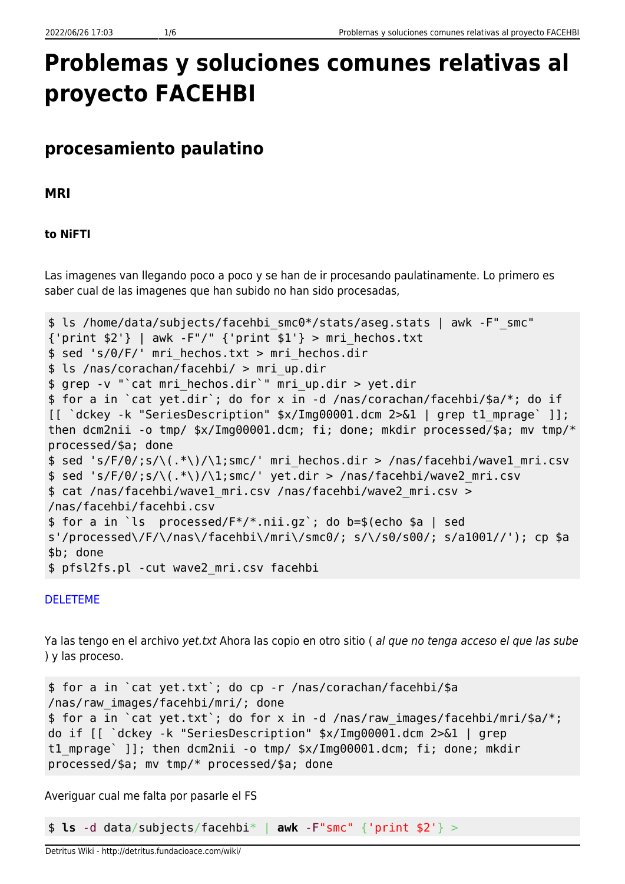# Problemas y soluciones comunes relativas al proyecto FACEHBI

## procesamiento paulatino

### MRI

#### to NiFTI

Las imagenes van llegando poco a poco y se han de ir procesando paulatinamente. Lo primero es saber cual de las imagenes que han subido no han sido procesadas,

```
$ ls /home/data/subjects/facehbi_smc0*/stats/aseg.stats | awk -F"_smc" {'print $2'} | awk -F"/" {'print $1'} > mri_hechos.txt
$ sed 's/0/F/' mri_hechos.txt > mri_hechos.dir
$ ls /nas/corachan/facehbi/ > mri_up.dir
$ grep -v "`cat mri_hechos.dir`" mri_up.dir > yet.dir
$ for a in `cat yet.dir`; do for x in -d /nas/corachan/facehbi/$a/*; do if [[ `dckey -k "SeriesDescription" $x/Img00001.dcm 2>&1 | grep t1_mprage` ]]; then dcm2nii -o tmp/ $x/Img00001.dcm; fi; done; mkdir processed/$a; mv tmp/* processed/$a; done
$ sed 's/F/0/;s/\(.*\)/\1;smc/' mri_hechos.dir > /nas/facehbi/wave1_mri.csv
$ sed 's/F/0/;s/\(.*\)/\1;smc/' yet.dir > /nas/facehbi/wave2_mri.csv
$ cat /nas/facehbi/wave1_mri.csv /nas/facehbi/wave2_mri.csv > /nas/facehbi/facehbi.csv
$ for a in `ls  processed/F*/*.nii.gz`; do b=$(echo $a | sed s'/processed\/F/\/nas\/facehbi\/mri\/smc0/; s/\/s0/s00/; s/a1001//'); cp $a $b; done
$ pfsl2fs.pl -cut wave2_mri.csv facehbi
```

DELETEME

Ya las tengo en el archivo *yet.txt* Ahora las copio en otro sitio ( *al que no tenga acceso el que las sube* ) y las proceso.

```
$ for a in `cat yet.txt`; do cp -r /nas/corachan/facehbi/$a /nas/raw_images/facehbi/mri/; done
$ for a in `cat yet.txt`; do for x in -d /nas/raw_images/facehbi/mri/$a/*; do if [[ `dckey -k "SeriesDescription" $x/Img00001.dcm 2>&1 | grep t1_mprage` ]]; then dcm2nii -o tmp/ $x/Img00001.dcm; fi; done; mkdir processed/$a; mv tmp/* processed/$a; done
```

Averiguar cual me falta por pasarle el FS

```
$ ls -d data/subjects/facehbi* | awk -F"smc" {'print $2'} >
```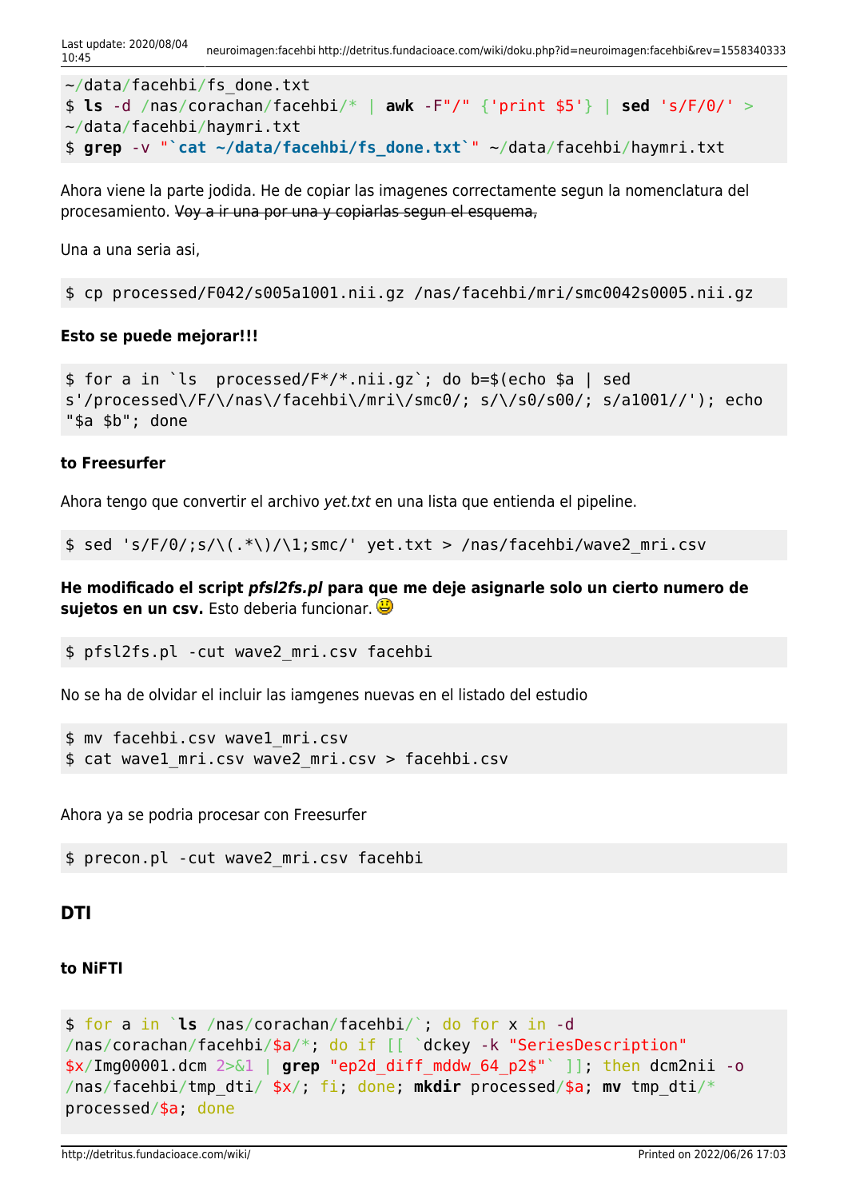```
~/data/facehbi/fs_done.txt
$ ls -d /nas/corachan/facehbi/* | awk -F"/" {'print $5'} | sed 's/F/0/' >
~/data/facehbi/haymri.txt
$ grep -v "`cat ~/data/facehbi/fs_done.txt`" ~/data/facehbi/haymri.txt
```

Ahora viene la parte jodida. He de copiar las imagenes correctamente segun la nomenclatura del procesamiento. ~~Voy a ir una por una y copiarlas segun el esquema,~~

Una a una seria asi,

```
$ cp processed/F042/s005a1001.nii.gz /nas/facehbi/mri/smc0042s0005.nii.gz
```

**Esto se puede mejorar!!!**

```
$ for a in `ls  processed/F*/*.nii.gz`; do b=$(echo $a | sed
s'/processed\/F/\/nas\/facehbi\/mri\/smc0/; s/\/s0/s00/; s/a1001//'); echo
"$a $b"; done
```

#### to Freesurfer

Ahora tengo que convertir el archivo *yet.txt* en una lista que entienda el pipeline.

```
$ sed 's/F/0/;s/\(.*\)/\1;smc/' yet.txt > /nas/facehbi/wave2_mri.csv
```

**He modificado el script *pfsl2fs.pl* para que me deje asignarle solo un cierto numero de sujetos en un csv.** Esto deberia funcionar. :-)

```
$ pfsl2fs.pl -cut wave2_mri.csv facehbi
```

No se ha de olvidar el incluir las iamgenes nuevas en el listado del estudio

```
$ mv facehbi.csv wave1_mri.csv
$ cat wave1_mri.csv wave2_mri.csv > facehbi.csv
```

Ahora ya se podria procesar con Freesurfer

```
$ precon.pl -cut wave2_mri.csv facehbi
```

### DTI

#### to NiFTI

```
$ for a in `ls /nas/corachan/facehbi/`; do for x in -d
/nas/corachan/facehbi/$a/*; do if [[ `dckey -k "SeriesDescription"
$x/Img00001.dcm 2>&1 | grep "ep2d_diff_mddw_64_p2$"` ]]; then dcm2nii -o
/nas/facehbi/tmp_dti/ $x/; fi; done; mkdir processed/$a; mv tmp_dti/*
processed/$a; done
```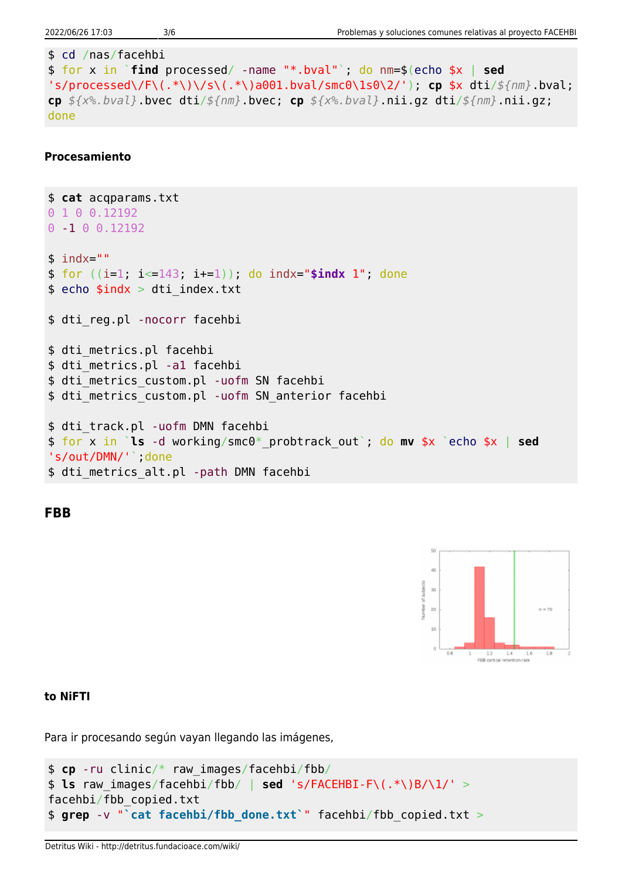```
$ cd /nas/facehbi
$ for x in `find processed/ -name "*.bval"`; do nm=$(echo $x | sed 's/processed\/F\(.*\)\/s\(.*\)a001.bval/smc0\1s0\2/'); cp $x dti/${nm}.bval; cp ${x%.bval}.bvec dti/${nm}.bvec; cp ${x%.bval}.nii.gz dti/${nm}.nii.gz; done
```

#### Procesamiento

```
$ cat acqparams.txt
0 1 0 0.12192
0 -1 0 0.12192

$ indx=""
$ for ((i=1; i<=143; i+=1)); do indx="$indx 1"; done
$ echo $indx > dti_index.txt

$ dti_reg.pl -nocorr facehbi

$ dti_metrics.pl facehbi
$ dti_metrics.pl -a1 facehbi
$ dti_metrics_custom.pl -uofm SN facehbi
$ dti_metrics_custom.pl -uofm SN_anterior facehbi

$ dti_track.pl -uofm DMN facehbi
$ for x in `ls -d working/smc0*_probtrack_out`; do mv $x `echo $x | sed 's/out/DMN/'`;done
$ dti_metrics_alt.pl -path DMN facehbi
```

## FBB

#### to NiFTI

Para ir procesando según vayan llegando las imágenes,

```
$ cp -ru clinic/* raw_images/facehbi/fbb/
$ ls raw_images/facehbi/fbb/ | sed 's/FACEHBI-F\(.*\)B/\1/' > facehbi/fbb_copied.txt
$ grep -v "`cat facehbi/fbb_done.txt`" facehbi/fbb_copied.txt >
```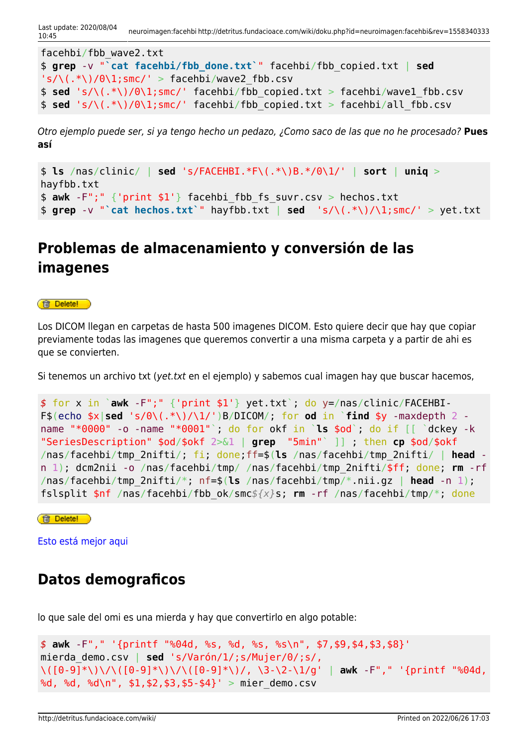```
facehbi/fbb_wave2.txt
$ grep -v "`cat facehbi/fbb_done.txt`" facehbi/fbb_copied.txt | sed 's/\(.*\)/0\1;smc/' > facehbi/wave2_fbb.csv
$ sed 's/\(.*\)/0\1;smc/' facehbi/fbb_copied.txt > facehbi/wave1_fbb.csv
$ sed 's/\(.*\)/0\1;smc/' facehbi/fbb_copied.txt > facehbi/all_fbb.csv
```

*Otro ejemplo puede ser, si ya tengo hecho un pedazo, ¿Como saco de las que no he procesado?* **Pues así**

```
$ ls /nas/clinic/ | sed 's/FACEHBI.*F\(.*\)B.*/0\1/' | sort | uniq > hayfbb.txt
$ awk -F";" {'print $1'} facehbi_fbb_fs_suvr.csv > hechos.txt
$ grep -v "`cat hechos.txt`" hayfbb.txt | sed  's/\(.*\)/\1;smc/' > yet.txt
```

## Problemas de almacenamiento y conversión de las imagenes

Delete!

Los DICOM llegan en carpetas de hasta 500 imagenes DICOM. Esto quiere decir que hay que copiar previamente todas las imagenes que queremos convertir a una misma carpeta y a partir de ahi es que se convierten.

Si tenemos un archivo txt (*yet.txt* en el ejemplo) y sabemos cual imagen hay que buscar hacemos,

```
$ for x in `awk -F";" {'print $1'} yet.txt`; do y=/nas/clinic/FACEHBI-F$(echo $x|sed 's/0\(.*\)/\1/')B/DICOM/; for od in `find $y -maxdepth 2 -name "*0000" -o -name "*0001"`; do for okf in `ls $od`; do if [[ `dckey -k "SeriesDescription" $od/$okf 2>&1 | grep  "5min"` ]] ; then cp $od/$okf /nas/facehbi/tmp_2nifti/; fi; done;ff=$(ls /nas/facehbi/tmp_2nifti/ | head -n 1); dcm2nii -o /nas/facehbi/tmp/ /nas/facehbi/tmp_2nifti/$ff; done; rm -rf /nas/facehbi/tmp_2nifti/*; nf=$(ls /nas/facehbi/tmp/*.nii.gz | head -n 1); fslsplit $nf /nas/facehbi/fbb_ok/smc${x}s; rm -rf /nas/facehbi/tmp/*; done
```

Delete!

Esto está mejor aqui

## Datos demograficos

lo que sale del omi es una mierda y hay que convertirlo en algo potable:

```
$ awk -F"," '{printf "%04d, %s, %d, %s, %s\n", $7,$9,$4,$3,$8}' mierda_demo.csv | sed 's/Varón/1/;s/Mujer/0/;s/,\([0-9]*\)\/\([0-9]*\)\/\([0-9]*\)/, \3-\2-\1/g' | awk -F"," '{printf "%04d, %d, %d, %d\n", $1,$2,$3,$5-$4}' > mier_demo.csv
```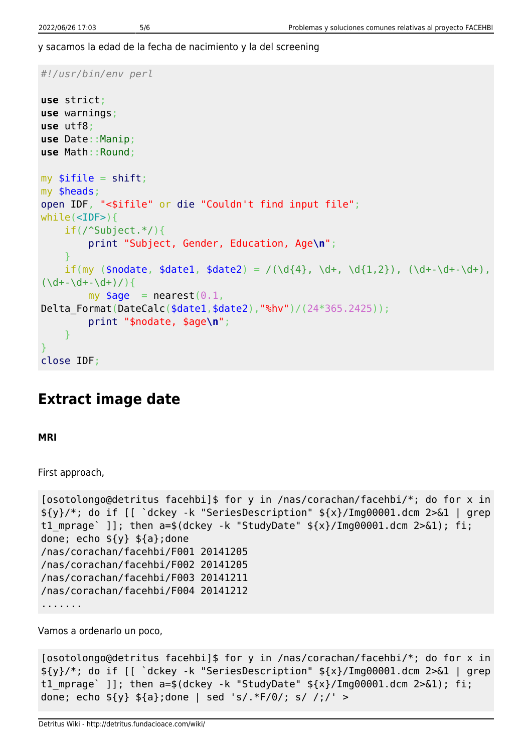y sacamos la edad de la fecha de nacimiento y la del screening

```
#!/usr/bin/env perl

use strict;
use warnings;
use utf8;
use Date::Manip;
use Math::Round;

my $ifile = shift;
my $heads;
open IDF, "<$ifile" or die "Couldn't find input file";
while(<IDF>){
    if(/^Subject.*/){
        print "Subject, Gender, Education, Age\n";
    }
    if(my ($nodate, $date1, $date2) = /(\d{4}, \d+, \d{1,2}), (\d+-\d+-\d+),
(\d+-\d+-\d+)/){
        my $age  = nearest(0.1,
Delta_Format(DateCalc($date1,$date2),"%hv")/(24*365.2425));
        print "$nodate, $age\n";
    }
}
close IDF;
```

## Extract image date

**MRI**

First approach,

```
[osotolongo@detritus facehbi]$ for y in /nas/corachan/facehbi/*; do for x in
${y}/*; do if [[ `dckey -k "SeriesDescription" ${x}/Img00001.dcm 2>&1 | grep
t1_mprage` ]]; then a=$(dckey -k "StudyDate" ${x}/Img00001.dcm 2>&1); fi;
done; echo ${y} ${a};done
/nas/corachan/facehbi/F001 20141205
/nas/corachan/facehbi/F002 20141205
/nas/corachan/facehbi/F003 20141211
/nas/corachan/facehbi/F004 20141212
.......
```

Vamos a ordenarlo un poco,

```
[osotolongo@detritus facehbi]$ for y in /nas/corachan/facehbi/*; do for x in
${y}/*; do if [[ `dckey -k "SeriesDescription" ${x}/Img00001.dcm 2>&1 | grep
t1_mprage` ]]; then a=$(dckey -k "StudyDate" ${x}/Img00001.dcm 2>&1); fi;
done; echo ${y} ${a};done | sed 's/.*F/0/; s/ /;/' >
```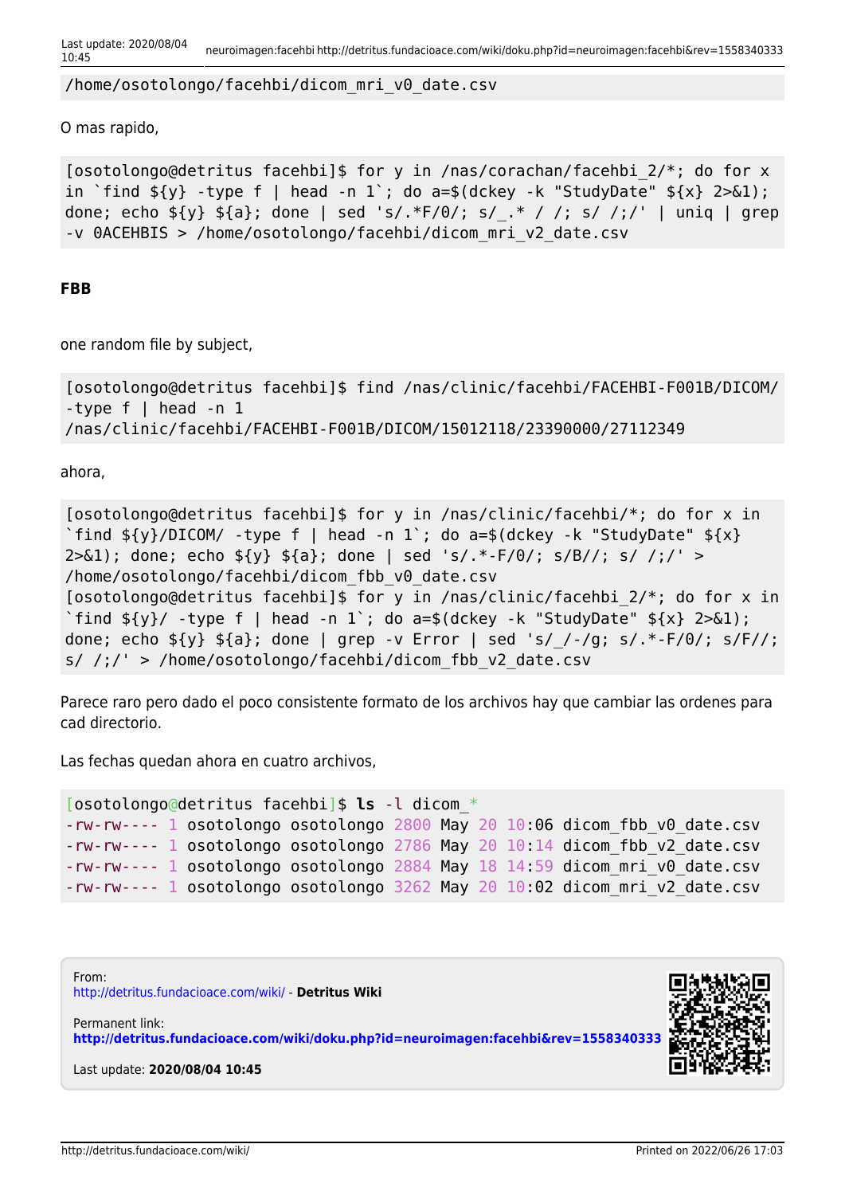```
/home/osotolongo/facehbi/dicom_mri_v0_date.csv
```

O mas rapido,

```
[osotolongo@detritus facehbi]$ for y in /nas/corachan/facehbi_2/*; do for x in `find ${y} -type f | head -n 1`; do a=$(dckey -k "StudyDate" ${x} 2>&1); done; echo ${y} ${a}; done | sed 's/.*F/0/; s/_.* / /; s/ /;/' | uniq | grep -v 0ACEHBIS > /home/osotolongo/facehbi/dicom_mri_v2_date.csv
```

**FBB**

one random file by subject,

```
[osotolongo@detritus facehbi]$ find /nas/clinic/facehbi/FACEHBI-F001B/DICOM/ -type f | head -n 1
/nas/clinic/facehbi/FACEHBI-F001B/DICOM/15012118/23390000/27112349
```

ahora,

```
[osotolongo@detritus facehbi]$ for y in /nas/clinic/facehbi/*; do for x in `find ${y}/DICOM/ -type f | head -n 1`; do a=$(dckey -k "StudyDate" ${x} 2>&1); done; echo ${y} ${a}; done | sed 's/.*-F/0/; s/B//; s/ /;/' > /home/osotolongo/facehbi/dicom_fbb_v0_date.csv
[osotolongo@detritus facehbi]$ for y in /nas/clinic/facehbi_2/*; do for x in `find ${y}/ -type f | head -n 1`; do a=$(dckey -k "StudyDate" ${x} 2>&1); done; echo ${y} ${a}; done | grep -v Error | sed 's/_/-/g; s/.*-F/0/; s/F//; s/ /;/' > /home/osotolongo/facehbi/dicom_fbb_v2_date.csv
```

Parece raro pero dado el poco consistente formato de los archivos hay que cambiar las ordenes para cad directorio.

Las fechas quedan ahora en cuatro archivos,

```
[osotolongo@detritus facehbi]$ ls -l dicom_*
-rw-rw---- 1 osotolongo osotolongo 2800 May 20 10:06 dicom_fbb_v0_date.csv
-rw-rw---- 1 osotolongo osotolongo 2786 May 20 10:14 dicom_fbb_v2_date.csv
-rw-rw---- 1 osotolongo osotolongo 2884 May 18 14:59 dicom_mri_v0_date.csv
-rw-rw---- 1 osotolongo osotolongo 3262 May 20 10:02 dicom_mri_v2_date.csv
```

From:
http://detritus.fundacioace.com/wiki/ - **Detritus Wiki**

Permanent link:
**http://detritus.fundacioace.com/wiki/doku.php?id=neuroimagen:facehbi&rev=1558340333**

Last update: **2020/08/04 10:45**